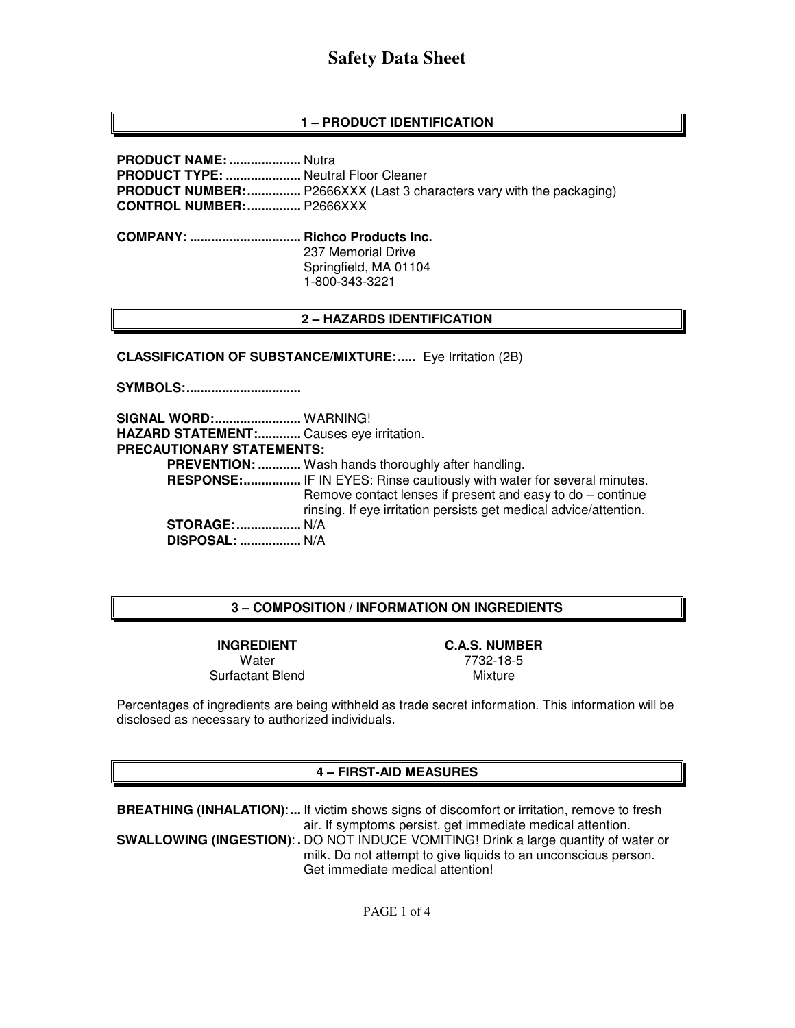# Safety Data Sheet

## 1 – PRODUCT IDENTIFICATION

**PRODUCT NAME:** .................... Nutra
**PRODUCT TYPE:** ..................... Neutral Floor Cleaner
**PRODUCT NUMBER:**............... P2666XXX (Last 3 characters vary with the packaging)
**CONTROL NUMBER:**............... P2666XXX

**COMPANY:** ............................... **Richco Products Inc.**
237 Memorial Drive
Springfield, MA 01104
1-800-343-3221

## 2 – HAZARDS IDENTIFICATION

**CLASSIFICATION OF SUBSTANCE/MIXTURE:**..... Eye Irritation (2B)

**SYMBOLS:**................................

**SIGNAL WORD:**........................ WARNING!
**HAZARD STATEMENT:**............ Causes eye irritation.
**PRECAUTIONARY STATEMENTS:**

- **PREVENTION:** ............ Wash hands thoroughly after handling.
- **RESPONSE:**................ IF IN EYES: Rinse cautiously with water for several minutes. Remove contact lenses if present and easy to do – continue rinsing. If eye irritation persists get medical advice/attention.
- **STORAGE:**.................. N/A
- **DISPOSAL:** ................. N/A

## 3 – COMPOSITION / INFORMATION ON INGREDIENTS

| INGREDIENT | C.A.S. NUMBER |
| --- | --- |
| Water | 7732-18-5 |
| Surfactant Blend | Mixture |

Percentages of ingredients are being withheld as trade secret information. This information will be disclosed as necessary to authorized individuals.

## 4 – FIRST-AID MEASURES

**BREATHING (INHALATION)**:... If victim shows signs of discomfort or irritation, remove to fresh air. If symptoms persist, get immediate medical attention.
**SWALLOWING (INGESTION)**:. DO NOT INDUCE VOMITING! Drink a large quantity of water or milk. Do not attempt to give liquids to an unconscious person. Get immediate medical attention!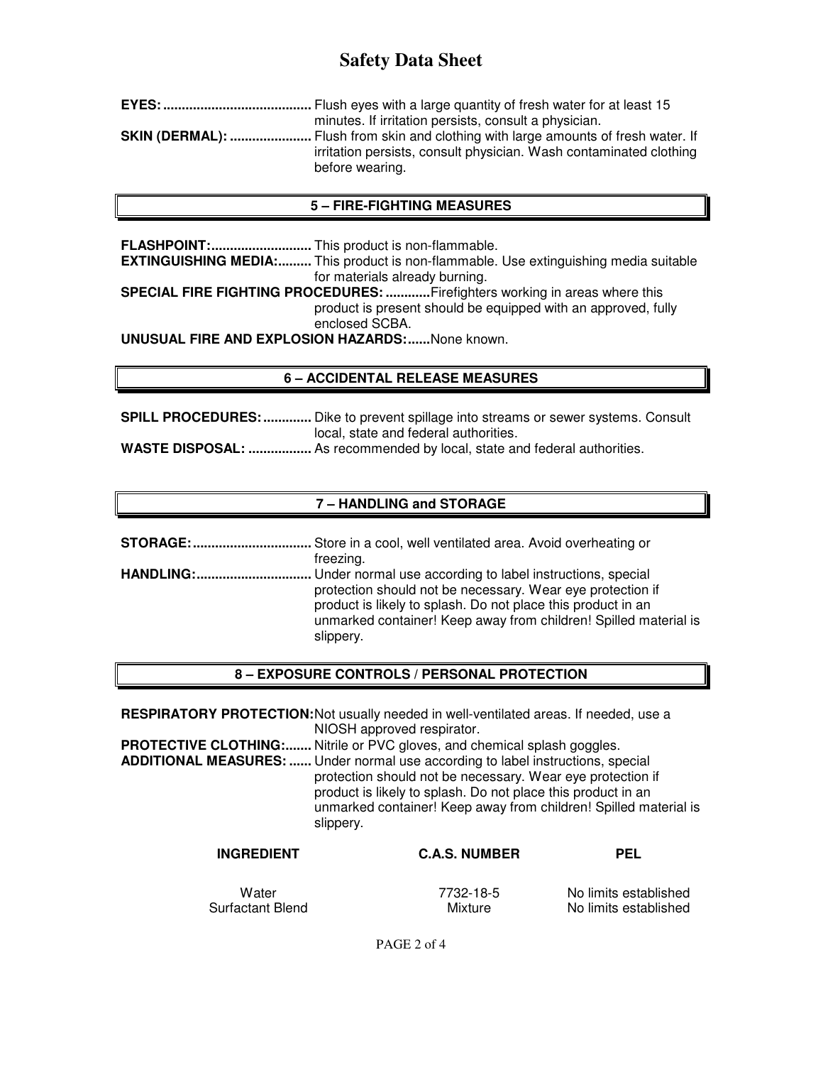**EYES:** ........................................ Flush eyes with a large quantity of fresh water for at least 15 minutes. If irritation persists, consult a physician.

**SKIN (DERMAL):** ...................... Flush from skin and clothing with large amounts of fresh water. If irritation persists, consult physician. Wash contaminated clothing before wearing.

## 5 – FIRE-FIGHTING MEASURES

**FLASHPOINT:**........................... This product is non-flammable.

**EXTINGUISHING MEDIA:**......... This product is non-flammable. Use extinguishing media suitable for materials already burning.

**SPECIAL FIRE FIGHTING PROCEDURES:** ............Firefighters working in areas where this product is present should be equipped with an approved, fully enclosed SCBA.

**UNUSUAL FIRE AND EXPLOSION HAZARDS:**......None known.

## 6 – ACCIDENTAL RELEASE MEASURES

**SPILL PROCEDURES:** ............. Dike to prevent spillage into streams or sewer systems. Consult local, state and federal authorities.

**WASTE DISPOSAL:** ................. As recommended by local, state and federal authorities.

## 7 – HANDLING and STORAGE

**STORAGE:**................................ Store in a cool, well ventilated area. Avoid overheating or freezing.

**HANDLING:**............................... Under normal use according to label instructions, special protection should not be necessary. Wear eye protection if product is likely to splash. Do not place this product in an unmarked container! Keep away from children! Spilled material is slippery.

## 8 – EXPOSURE CONTROLS / PERSONAL PROTECTION

**RESPIRATORY PROTECTION:**Not usually needed in well-ventilated areas. If needed, use a NIOSH approved respirator.

**PROTECTIVE CLOTHING:**....... Nitrile or PVC gloves, and chemical splash goggles.

**ADDITIONAL MEASURES:** ...... Under normal use according to label instructions, special protection should not be necessary. Wear eye protection if product is likely to splash. Do not place this product in an unmarked container! Keep away from children! Spilled material is slippery.

| INGREDIENT | C.A.S. NUMBER | PEL |
|---|---|---|
| Water | 7732-18-5 | No limits established |
| Surfactant Blend | Mixture | No limits established |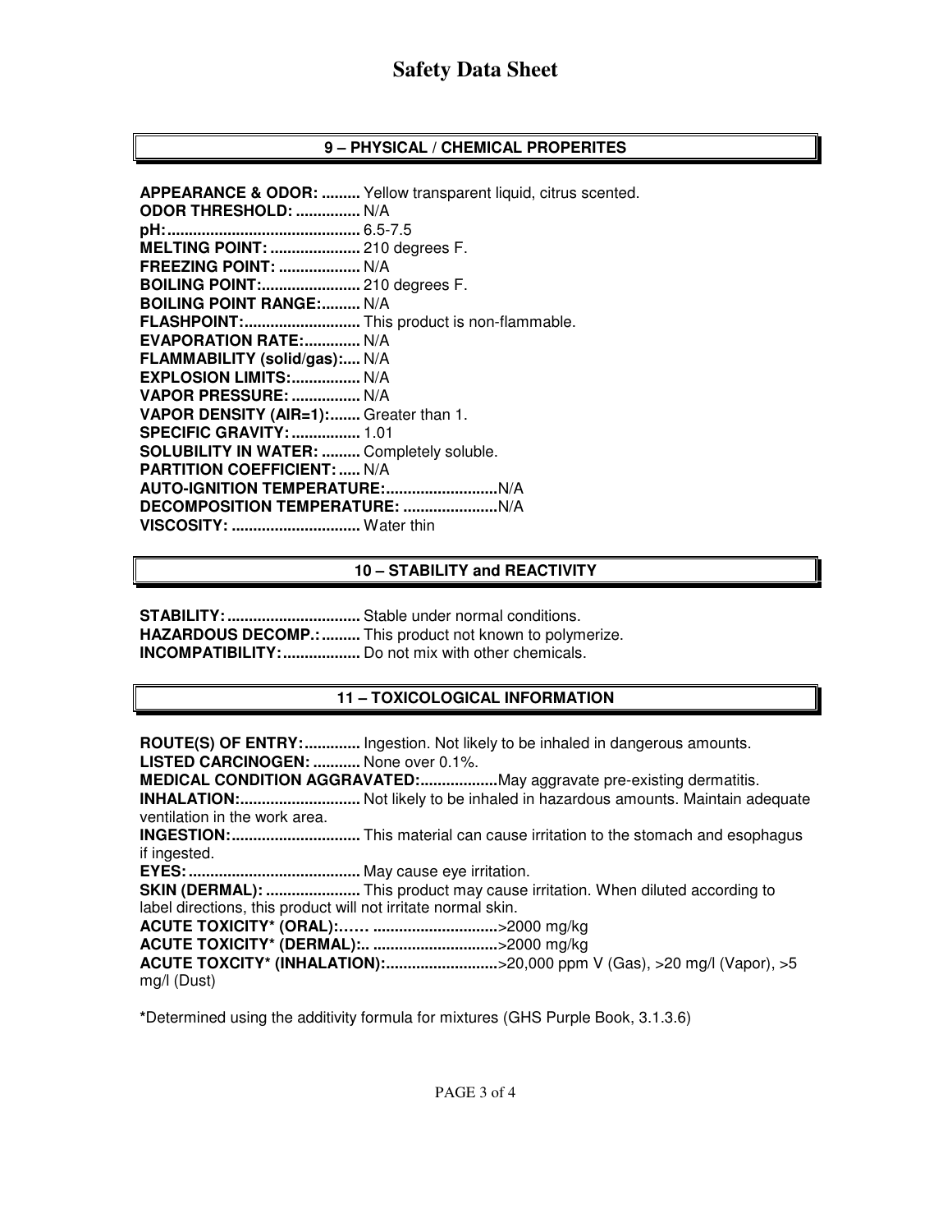# Safety Data Sheet

## 9 – PHYSICAL / CHEMICAL PROPERITES

**APPEARANCE & ODOR: .........** Yellow transparent liquid, citrus scented.
**ODOR THRESHOLD: ...............** N/A
**pH: ............................................** 6.5-7.5
**MELTING POINT: .....................** 210 degrees F.
**FREEZING POINT: ...................** N/A
**BOILING POINT: .......................** 210 degrees F.
**BOILING POINT RANGE: .........** N/A
**FLASHPOINT: ...........................** This product is non-flammable.
**EVAPORATION RATE: .............** N/A
**FLAMMABILITY (solid/gas): ....** N/A
**EXPLOSION LIMITS: ................** N/A
**VAPOR PRESSURE: ................** N/A
**VAPOR DENSITY (AIR=1): .......** Greater than 1.
**SPECIFIC GRAVITY: ................** 1.01
**SOLUBILITY IN WATER: .........** Completely soluble.
**PARTITION COEFFICIENT: .....** N/A
**AUTO-IGNITION TEMPERATURE: ..........................** N/A
**DECOMPOSITION TEMPERATURE: ......................** N/A
**VISCOSITY: ..............................** Water thin

## 10 – STABILITY and REACTIVITY

**STABILITY: ...............................** Stable under normal conditions.
**HAZARDOUS DECOMP.: .........** This product not known to polymerize.
**INCOMPATIBILITY: ..................** Do not mix with other chemicals.

## 11 – TOXICOLOGICAL INFORMATION

**ROUTE(S) OF ENTRY: .............** Ingestion. Not likely to be inhaled in dangerous amounts.
**LISTED CARCINOGEN: ...........** None over 0.1%.
**MEDICAL CONDITION AGGRAVATED: ..................** May aggravate pre-existing dermatitis.
**INHALATION: ............................** Not likely to be inhaled in hazardous amounts. Maintain adequate ventilation in the work area.
**INGESTION: ..............................** This material can cause irritation to the stomach and esophagus if ingested.
**EYES: ........................................** May cause eye irritation.
**SKIN (DERMAL): ......................** This product may cause irritation. When diluted according to label directions, this product will not irritate normal skin.
**ACUTE TOXICITY* (ORAL):…… ............................** >2000 mg/kg
**ACUTE TOXICITY* (DERMAL):.. ............................** >2000 mg/kg
**ACUTE TOXCITY* (INHALATION): ..........................** >20,000 ppm V (Gas), >20 mg/l (Vapor), >5 mg/l (Dust)

**\***Determined using the additivity formula for mixtures (GHS Purple Book, 3.1.3.6)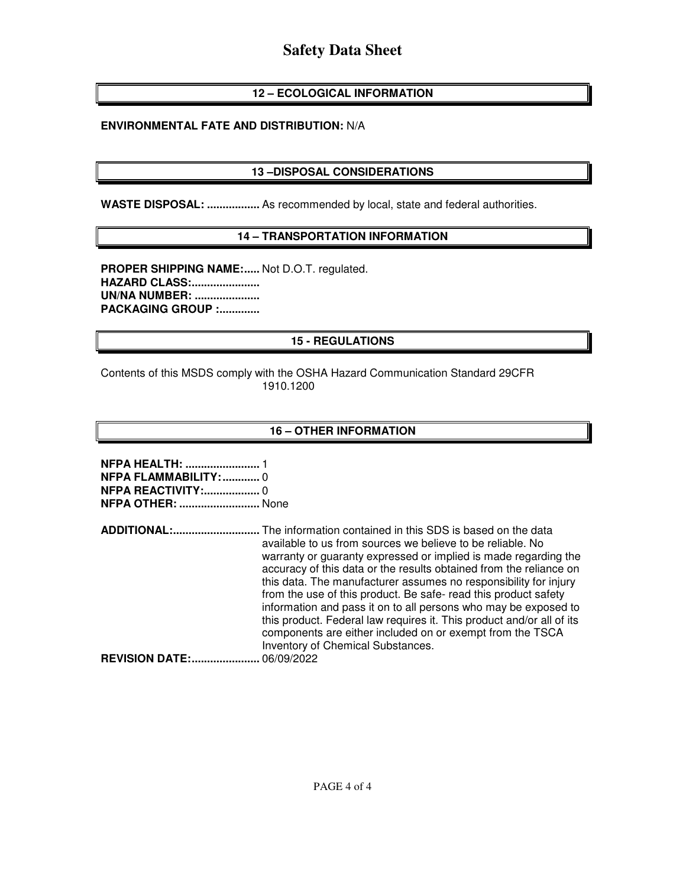# Safety Data Sheet

## 12 – ECOLOGICAL INFORMATION

**ENVIRONMENTAL FATE AND DISTRIBUTION:** N/A

## 13 –DISPOSAL CONSIDERATIONS

**WASTE DISPOSAL: .................** As recommended by local, state and federal authorities.

## 14 – TRANSPORTATION INFORMATION

**PROPER SHIPPING NAME:.....** Not D.O.T. regulated.
**HAZARD CLASS:......................**
**UN/NA NUMBER: .....................**
**PACKAGING GROUP :.............**

## 15 - REGULATIONS

Contents of this MSDS comply with the OSHA Hazard Communication Standard 29CFR 1910.1200

## 16 – OTHER INFORMATION

**NFPA HEALTH: ........................** 1
**NFPA FLAMMABILITY:............** 0
**NFPA REACTIVITY:..................** 0
**NFPA OTHER: ..........................** None

**ADDITIONAL:............................** The information contained in this SDS is based on the data available to us from sources we believe to be reliable. No warranty or guaranty expressed or implied is made regarding the accuracy of this data or the results obtained from the reliance on this data. The manufacturer assumes no responsibility for injury from the use of this product. Be safe- read this product safety information and pass it on to all persons who may be exposed to this product. Federal law requires it. This product and/or all of its components are either included on or exempt from the TSCA Inventory of Chemical Substances.
**REVISION DATE:......................** 06/09/2022